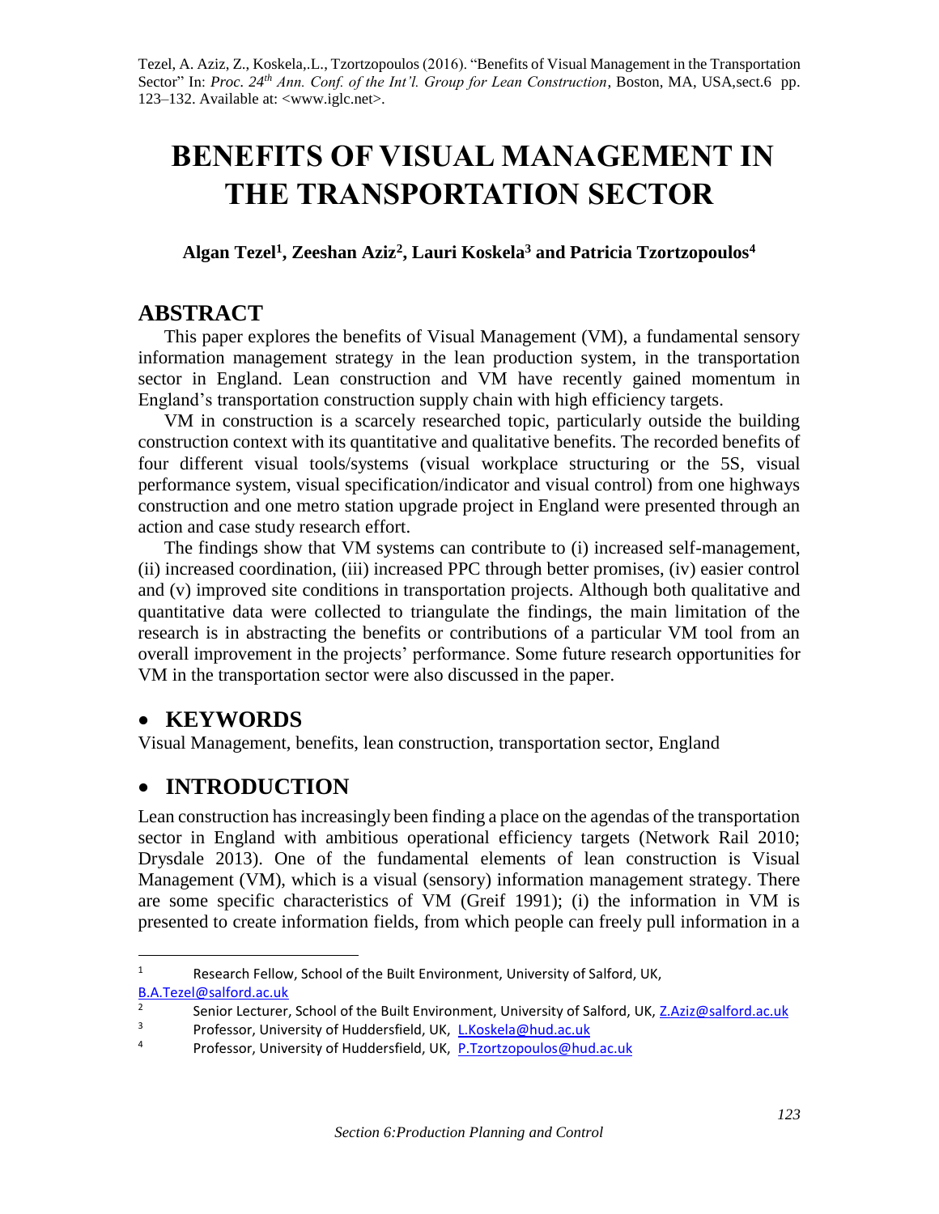Tezel, A. Aziz, Z., Koskela,.L., Tzortzopoulos (2016). "Benefits of Visual Management in the Transportation Sector" In: *Proc. 24th Ann. Conf. of the Int'l. Group for Lean Construction*, Boston, MA, USA,sect.6 pp. 123–132. Available at: <www.iglc.net>.

# BENEFITS OF VISUAL MANAGEMENT IN THE TRANSPORTATION SECTOR

**Algan Tezel[1], Zeeshan Aziz[2], Lauri Koskela[3] and Patricia Tzortzopoulos[4]**

## ABSTRACT

This paper explores the benefits of Visual Management (VM), a fundamental sensory information management strategy in the lean production system, in the transportation sector in England. Lean construction and VM have recently gained momentum in England's transportation construction supply chain with high efficiency targets.

VM in construction is a scarcely researched topic, particularly outside the building construction context with its quantitative and qualitative benefits. The recorded benefits of four different visual tools/systems (visual workplace structuring or the 5S, visual performance system, visual specification/indicator and visual control) from one highways construction and one metro station upgrade project in England were presented through an action and case study research effort.

The findings show that VM systems can contribute to (i) increased self-management, (ii) increased coordination, (iii) increased PPC through better promises, (iv) easier control and (v) improved site conditions in transportation projects. Although both qualitative and quantitative data were collected to triangulate the findings, the main limitation of the research is in abstracting the benefits or contributions of a particular VM tool from an overall improvement in the projects' performance. Some future research opportunities for VM in the transportation sector were also discussed in the paper.

## KEYWORDS

Visual Management, benefits, lean construction, transportation sector, England

## INTRODUCTION

Lean construction has increasingly been finding a place on the agendas of the transportation sector in England with ambitious operational efficiency targets (Network Rail 2010; Drysdale 2013). One of the fundamental elements of lean construction is Visual Management (VM), which is a visual (sensory) information management strategy. There are some specific characteristics of VM (Greif 1991); (i) the information in VM is presented to create information fields, from which people can freely pull information in a

---

[1] Research Fellow, School of the Built Environment, University of Salford, UK, B.A.Tezel@salford.ac.uk

[2] Senior Lecturer, School of the Built Environment, University of Salford, UK, Z.Aziz@salford.ac.uk

[3] Professor, University of Huddersfield, UK, L.Koskela@hud.ac.uk

[4] Professor, University of Huddersfield, UK, P.Tzortzopoulos@hud.ac.uk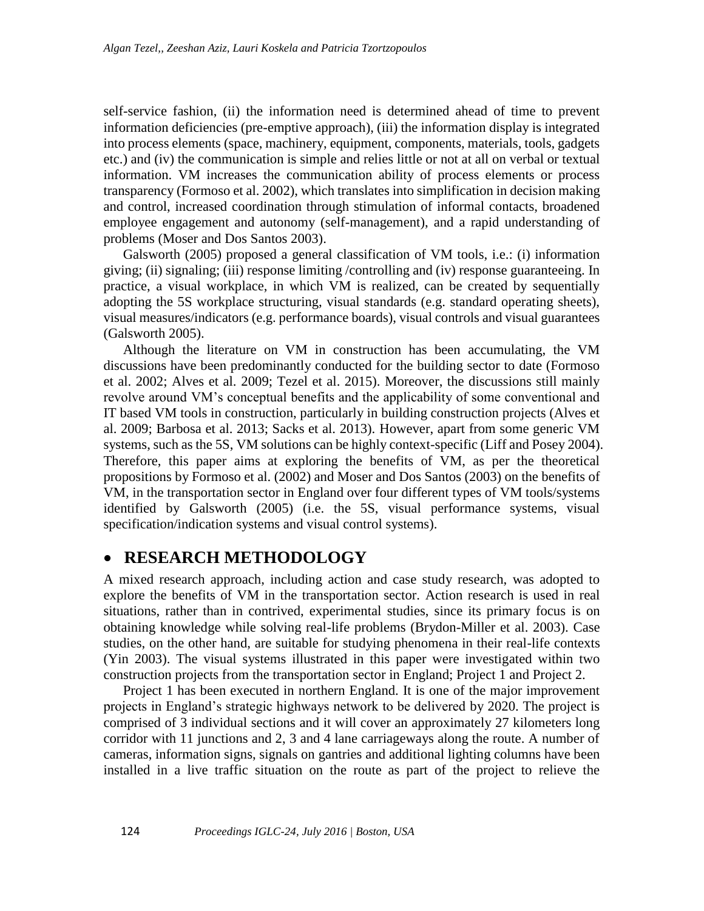self-service fashion, (ii) the information need is determined ahead of time to prevent information deficiencies (pre-emptive approach), (iii) the information display is integrated into process elements (space, machinery, equipment, components, materials, tools, gadgets etc.) and (iv) the communication is simple and relies little or not at all on verbal or textual information. VM increases the communication ability of process elements or process transparency (Formoso et al. 2002), which translates into simplification in decision making and control, increased coordination through stimulation of informal contacts, broadened employee engagement and autonomy (self-management), and a rapid understanding of problems (Moser and Dos Santos 2003).

Galsworth (2005) proposed a general classification of VM tools, i.e.: (i) information giving; (ii) signaling; (iii) response limiting /controlling and (iv) response guaranteeing. In practice, a visual workplace, in which VM is realized, can be created by sequentially adopting the 5S workplace structuring, visual standards (e.g. standard operating sheets), visual measures/indicators (e.g. performance boards), visual controls and visual guarantees (Galsworth 2005).

Although the literature on VM in construction has been accumulating, the VM discussions have been predominantly conducted for the building sector to date (Formoso et al. 2002; Alves et al. 2009; Tezel et al. 2015). Moreover, the discussions still mainly revolve around VM's conceptual benefits and the applicability of some conventional and IT based VM tools in construction, particularly in building construction projects (Alves et al. 2009; Barbosa et al. 2013; Sacks et al. 2013). However, apart from some generic VM systems, such as the 5S, VM solutions can be highly context-specific (Liff and Posey 2004). Therefore, this paper aims at exploring the benefits of VM, as per the theoretical propositions by Formoso et al. (2002) and Moser and Dos Santos (2003) on the benefits of VM, in the transportation sector in England over four different types of VM tools/systems identified by Galsworth (2005) (i.e. the 5S, visual performance systems, visual specification/indication systems and visual control systems).

# RESEARCH METHODOLOGY

A mixed research approach, including action and case study research, was adopted to explore the benefits of VM in the transportation sector. Action research is used in real situations, rather than in contrived, experimental studies, since its primary focus is on obtaining knowledge while solving real-life problems (Brydon-Miller et al. 2003). Case studies, on the other hand, are suitable for studying phenomena in their real-life contexts (Yin 2003). The visual systems illustrated in this paper were investigated within two construction projects from the transportation sector in England; Project 1 and Project 2.

Project 1 has been executed in northern England. It is one of the major improvement projects in England's strategic highways network to be delivered by 2020. The project is comprised of 3 individual sections and it will cover an approximately 27 kilometers long corridor with 11 junctions and 2, 3 and 4 lane carriageways along the route. A number of cameras, information signs, signals on gantries and additional lighting columns have been installed in a live traffic situation on the route as part of the project to relieve the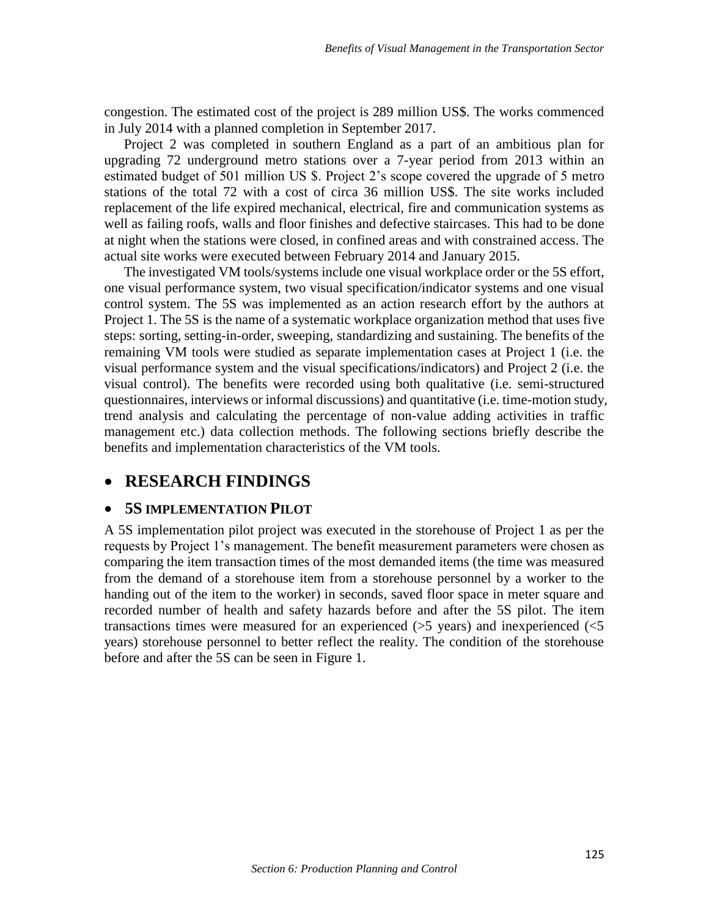congestion. The estimated cost of the project is 289 million US$. The works commenced in July 2014 with a planned completion in September 2017.

Project 2 was completed in southern England as a part of an ambitious plan for upgrading 72 underground metro stations over a 7-year period from 2013 within an estimated budget of 501 million US $. Project 2's scope covered the upgrade of 5 metro stations of the total 72 with a cost of circa 36 million US$. The site works included replacement of the life expired mechanical, electrical, fire and communication systems as well as failing roofs, walls and floor finishes and defective staircases. This had to be done at night when the stations were closed, in confined areas and with constrained access. The actual site works were executed between February 2014 and January 2015.

The investigated VM tools/systems include one visual workplace order or the 5S effort, one visual performance system, two visual specification/indicator systems and one visual control system. The 5S was implemented as an action research effort by the authors at Project 1. The 5S is the name of a systematic workplace organization method that uses five steps: sorting, setting-in-order, sweeping, standardizing and sustaining. The benefits of the remaining VM tools were studied as separate implementation cases at Project 1 (i.e. the visual performance system and the visual specifications/indicators) and Project 2 (i.e. the visual control). The benefits were recorded using both qualitative (i.e. semi-structured questionnaires, interviews or informal discussions) and quantitative (i.e. time-motion study, trend analysis and calculating the percentage of non-value adding activities in traffic management etc.) data collection methods. The following sections briefly describe the benefits and implementation characteristics of the VM tools.

# RESEARCH FINDINGS

## 5S IMPLEMENTATION PILOT

A 5S implementation pilot project was executed in the storehouse of Project 1 as per the requests by Project 1's management. The benefit measurement parameters were chosen as comparing the item transaction times of the most demanded items (the time was measured from the demand of a storehouse item from a storehouse personnel by a worker to the handing out of the item to the worker) in seconds, saved floor space in meter square and recorded number of health and safety hazards before and after the 5S pilot. The item transactions times were measured for an experienced (>5 years) and inexperienced (<5 years) storehouse personnel to better reflect the reality. The condition of the storehouse before and after the 5S can be seen in Figure 1.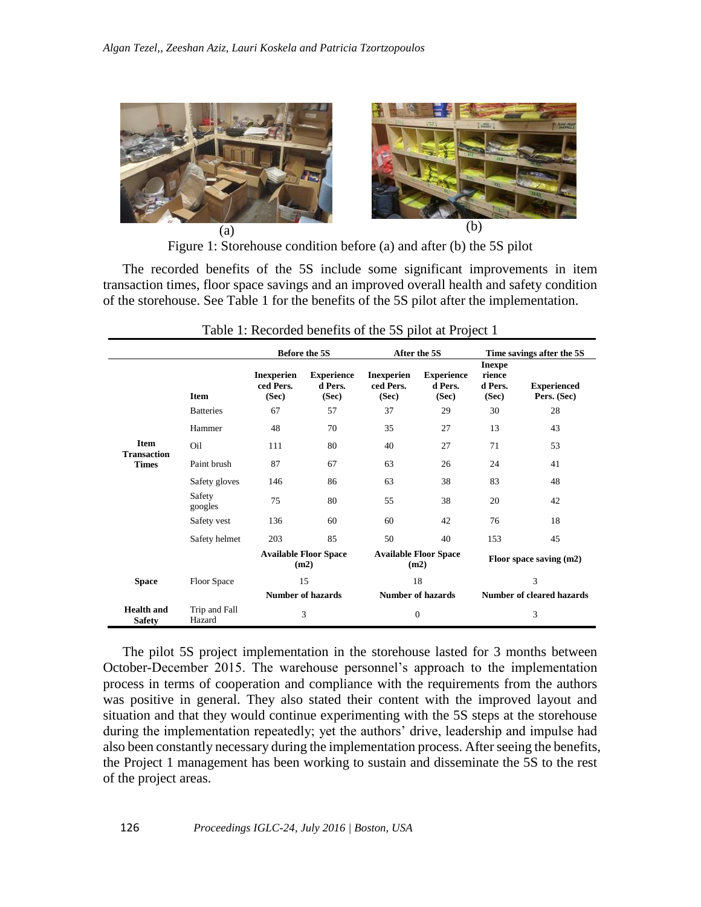Figure 1: Storehouse condition before (a) and after (b) the 5S pilot

The recorded benefits of the 5S include some significant improvements in item transaction times, floor space savings and an improved overall health and safety condition of the storehouse. See Table 1 for the benefits of the 5S pilot after the implementation.

Table 1: Recorded benefits of the 5S pilot at Project 1

| | | Before the 5S | | After the 5S | | Time savings after the 5S | |
|---|---|---|---|---|---|---|---|
| | **Item** | **Inexperienced Pers. (Sec)** | **Experienced Pers. (Sec)** | **Inexperienced Pers. (Sec)** | **Experienced Pers. (Sec)** | **Inexperienced Pers. (Sec)** | **Experienced Pers. (Sec)** |
| **Item Transaction Times** | Batteries | 67 | 57 | 37 | 29 | 30 | 28 |
| | Hammer | 48 | 70 | 35 | 27 | 13 | 43 |
| | Oil | 111 | 80 | 40 | 27 | 71 | 53 |
| | Paint brush | 87 | 67 | 63 | 26 | 24 | 41 |
| | Safety gloves | 146 | 86 | 63 | 38 | 83 | 48 |
| | Safety googles | 75 | 80 | 55 | 38 | 20 | 42 |
| | Safety vest | 136 | 60 | 60 | 42 | 76 | 18 |
| | Safety helmet | 203 | 85 | 50 | 40 | 153 | 45 |
| | | **Available Floor Space (m2)** | | **Available Floor Space (m2)** | | **Floor space saving (m2)** | |
| **Space** | Floor Space | 15 | | 18 | | 3 | |
| | | **Number of hazards** | | **Number of hazards** | | **Number of cleared hazards** | |
| **Health and Safety** | Trip and Fall Hazard | 3 | | 0 | | 3 | |

The pilot 5S project implementation in the storehouse lasted for 3 months between October-December 2015. The warehouse personnel's approach to the implementation process in terms of cooperation and compliance with the requirements from the authors was positive in general. They also stated their content with the improved layout and situation and that they would continue experimenting with the 5S steps at the storehouse during the implementation repeatedly; yet the authors' drive, leadership and impulse had also been constantly necessary during the implementation process. After seeing the benefits, the Project 1 management has been working to sustain and disseminate the 5S to the rest of the project areas.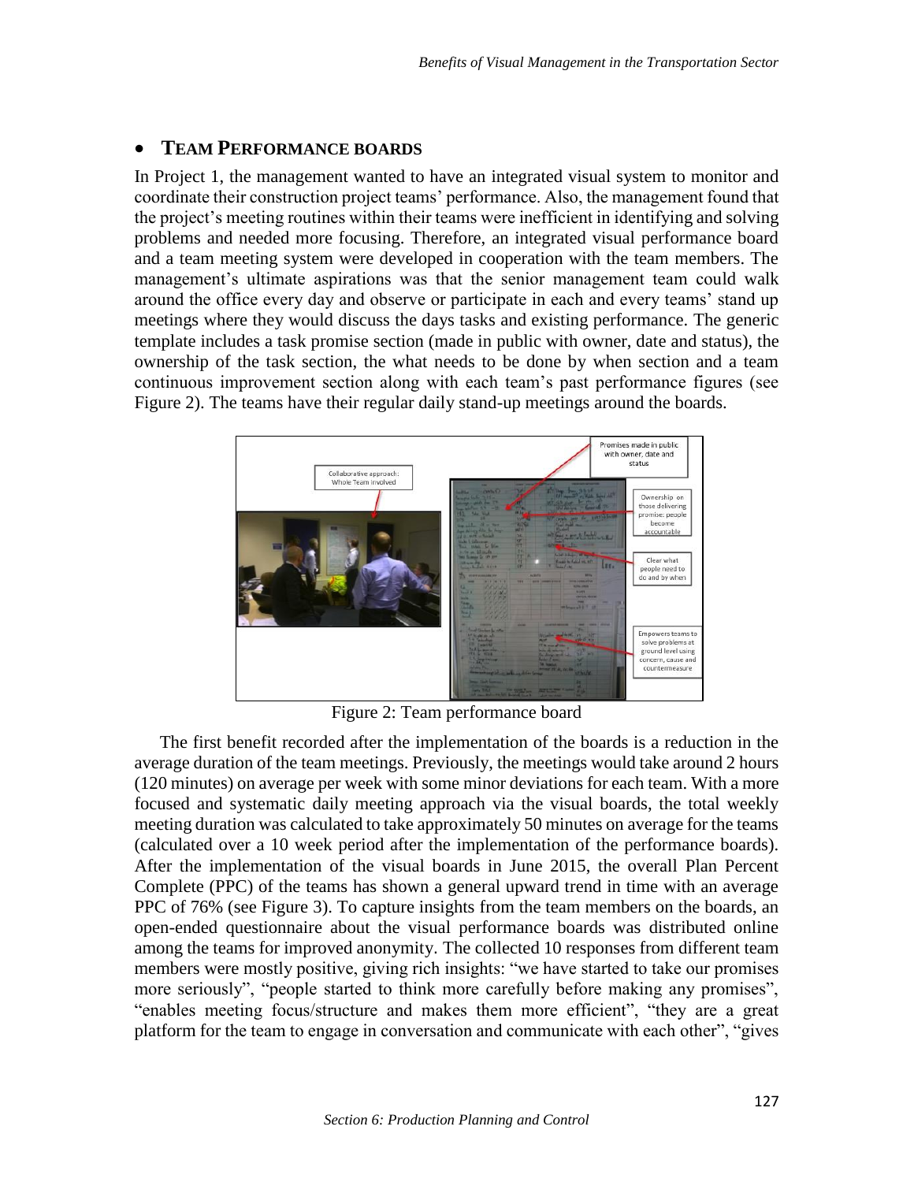- **TEAM PERFORMANCE BOARDS**

In Project 1, the management wanted to have an integrated visual system to monitor and coordinate their construction project teams' performance. Also, the management found that the project's meeting routines within their teams were inefficient in identifying and solving problems and needed more focusing. Therefore, an integrated visual performance board and a team meeting system were developed in cooperation with the team members. The management's ultimate aspirations was that the senior management team could walk around the office every day and observe or participate in each and every teams' stand up meetings where they would discuss the days tasks and existing performance. The generic template includes a task promise section (made in public with owner, date and status), the ownership of the task section, the what needs to be done by when section and a team continuous improvement section along with each team's past performance figures (see Figure 2). The teams have their regular daily stand-up meetings around the boards.

Figure 2: Team performance board

The first benefit recorded after the implementation of the boards is a reduction in the average duration of the team meetings. Previously, the meetings would take around 2 hours (120 minutes) on average per week with some minor deviations for each team. With a more focused and systematic daily meeting approach via the visual boards, the total weekly meeting duration was calculated to take approximately 50 minutes on average for the teams (calculated over a 10 week period after the implementation of the performance boards). After the implementation of the visual boards in June 2015, the overall Plan Percent Complete (PPC) of the teams has shown a general upward trend in time with an average PPC of 76% (see Figure 3). To capture insights from the team members on the boards, an open-ended questionnaire about the visual performance boards was distributed online among the teams for improved anonymity. The collected 10 responses from different team members were mostly positive, giving rich insights: "we have started to take our promises more seriously", "people started to think more carefully before making any promises", "enables meeting focus/structure and makes them more efficient", "they are a great platform for the team to engage in conversation and communicate with each other", "gives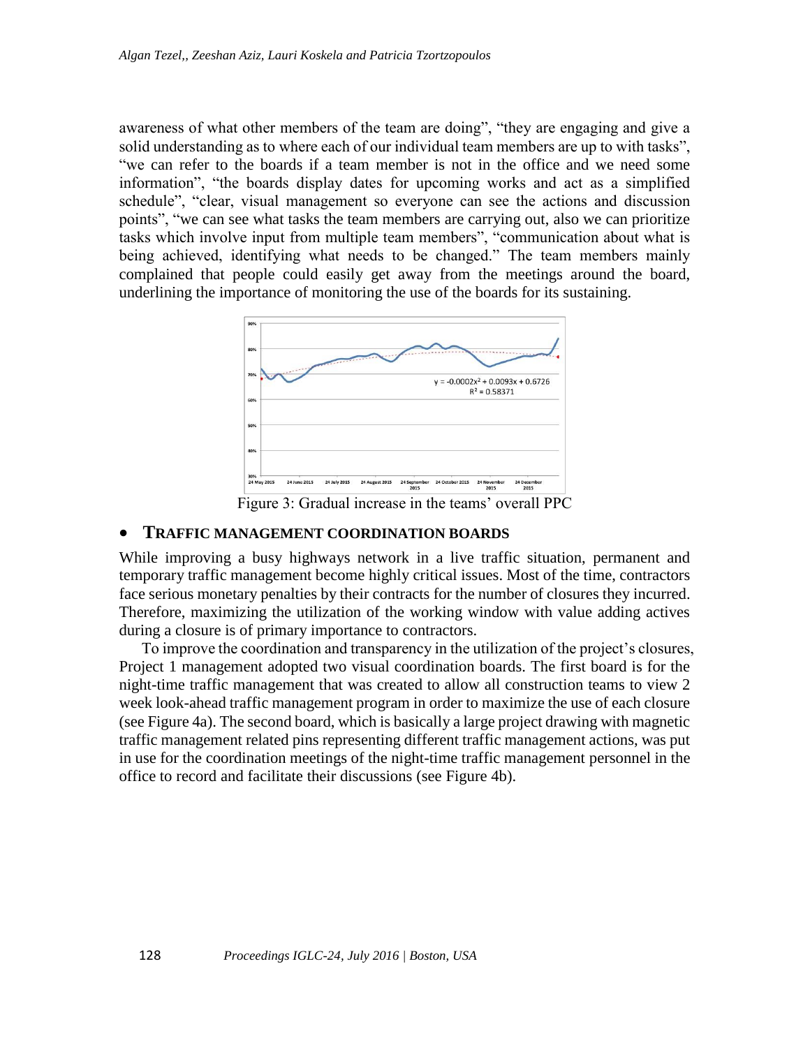awareness of what other members of the team are doing", "they are engaging and give a solid understanding as to where each of our individual team members are up to with tasks", "we can refer to the boards if a team member is not in the office and we need some information", "the boards display dates for upcoming works and act as a simplified schedule", "clear, visual management so everyone can see the actions and discussion points", "we can see what tasks the team members are carrying out, also we can prioritize tasks which involve input from multiple team members", "communication about what is being achieved, identifying what needs to be changed." The team members mainly complained that people could easily get away from the meetings around the board, underlining the importance of monitoring the use of the boards for its sustaining.

Figure 3: Gradual increase in the teams' overall PPC

## • TRAFFIC MANAGEMENT COORDINATION BOARDS

While improving a busy highways network in a live traffic situation, permanent and temporary traffic management become highly critical issues. Most of the time, contractors face serious monetary penalties by their contracts for the number of closures they incurred. Therefore, maximizing the utilization of the working window with value adding actives during a closure is of primary importance to contractors.

To improve the coordination and transparency in the utilization of the project's closures, Project 1 management adopted two visual coordination boards. The first board is for the night-time traffic management that was created to allow all construction teams to view 2 week look-ahead traffic management program in order to maximize the use of each closure (see Figure 4a). The second board, which is basically a large project drawing with magnetic traffic management related pins representing different traffic management actions, was put in use for the coordination meetings of the night-time traffic management personnel in the office to record and facilitate their discussions (see Figure 4b).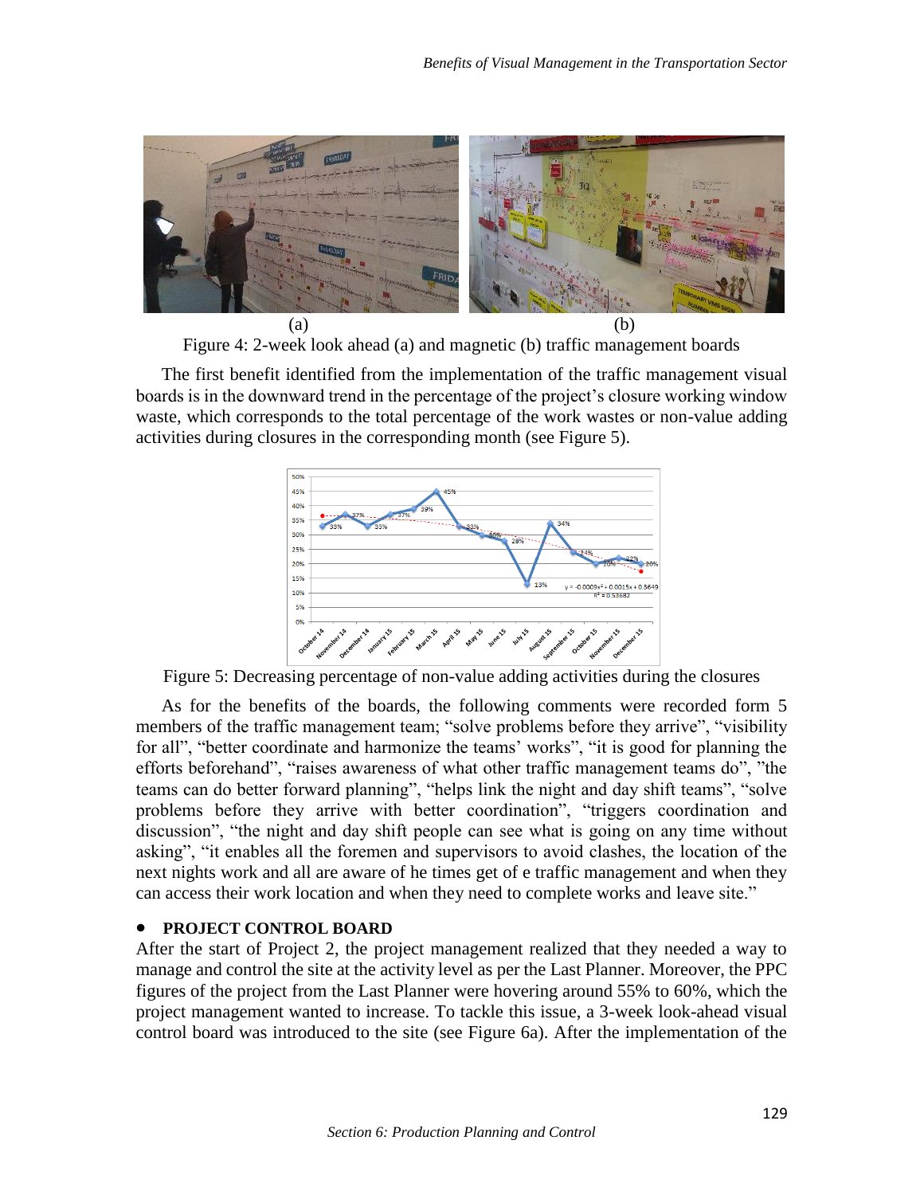(a) (b)

Figure 4: 2-week look ahead (a) and magnetic (b) traffic management boards

The first benefit identified from the implementation of the traffic management visual boards is in the downward trend in the percentage of the project's closure working window waste, which corresponds to the total percentage of the work wastes or non-value adding activities during closures in the corresponding month (see Figure 5).

Figure 5: Decreasing percentage of non-value adding activities during the closures

As for the benefits of the boards, the following comments were recorded form 5 members of the traffic management team; "solve problems before they arrive", "visibility for all", "better coordinate and harmonize the teams' works", "it is good for planning the efforts beforehand", "raises awareness of what other traffic management teams do", "the teams can do better forward planning", "helps link the night and day shift teams", "solve problems before they arrive with better coordination", "triggers coordination and discussion", "the night and day shift people can see what is going on any time without asking", "it enables all the foremen and supervisors to avoid clashes, the location of the next nights work and all are aware of he times get of e traffic management and when they can access their work location and when they need to complete works and leave site."

- **PROJECT CONTROL BOARD**

After the start of Project 2, the project management realized that they needed a way to manage and control the site at the activity level as per the Last Planner. Moreover, the PPC figures of the project from the Last Planner were hovering around 55% to 60%, which the project management wanted to increase. To tackle this issue, a 3-week look-ahead visual control board was introduced to the site (see Figure 6a). After the implementation of the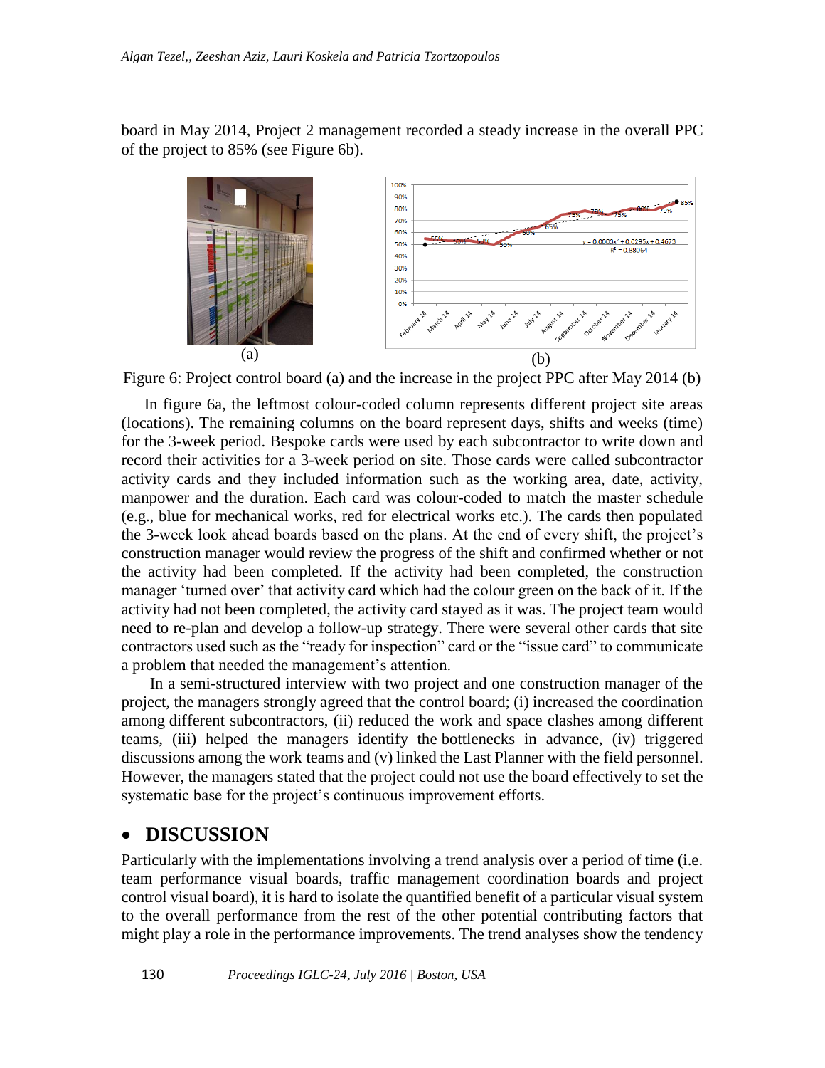board in May 2014, Project 2 management recorded a steady increase in the overall PPC of the project to 85% (see Figure 6b).

(a)

(b)

Figure 6: Project control board (a) and the increase in the project PPC after May 2014 (b)

In figure 6a, the leftmost colour-coded column represents different project site areas (locations). The remaining columns on the board represent days, shifts and weeks (time) for the 3-week period. Bespoke cards were used by each subcontractor to write down and record their activities for a 3-week period on site. Those cards were called subcontractor activity cards and they included information such as the working area, date, activity, manpower and the duration. Each card was colour-coded to match the master schedule (e.g., blue for mechanical works, red for electrical works etc.). The cards then populated the 3-week look ahead boards based on the plans. At the end of every shift, the project's construction manager would review the progress of the shift and confirmed whether or not the activity had been completed. If the activity had been completed, the construction manager 'turned over' that activity card which had the colour green on the back of it. If the activity had not been completed, the activity card stayed as it was. The project team would need to re-plan and develop a follow-up strategy. There were several other cards that site contractors used such as the "ready for inspection" card or the "issue card" to communicate a problem that needed the management's attention.

In a semi-structured interview with two project and one construction manager of the project, the managers strongly agreed that the control board; (i) increased the coordination among different subcontractors, (ii) reduced the work and space clashes among different teams, (iii) helped the managers identify the bottlenecks in advance, (iv) triggered discussions among the work teams and (v) linked the Last Planner with the field personnel. However, the managers stated that the project could not use the board effectively to set the systematic base for the project's continuous improvement efforts.

## DISCUSSION

Particularly with the implementations involving a trend analysis over a period of time (i.e. team performance visual boards, traffic management coordination boards and project control visual board), it is hard to isolate the quantified benefit of a particular visual system to the overall performance from the rest of the other potential contributing factors that might play a role in the performance improvements. The trend analyses show the tendency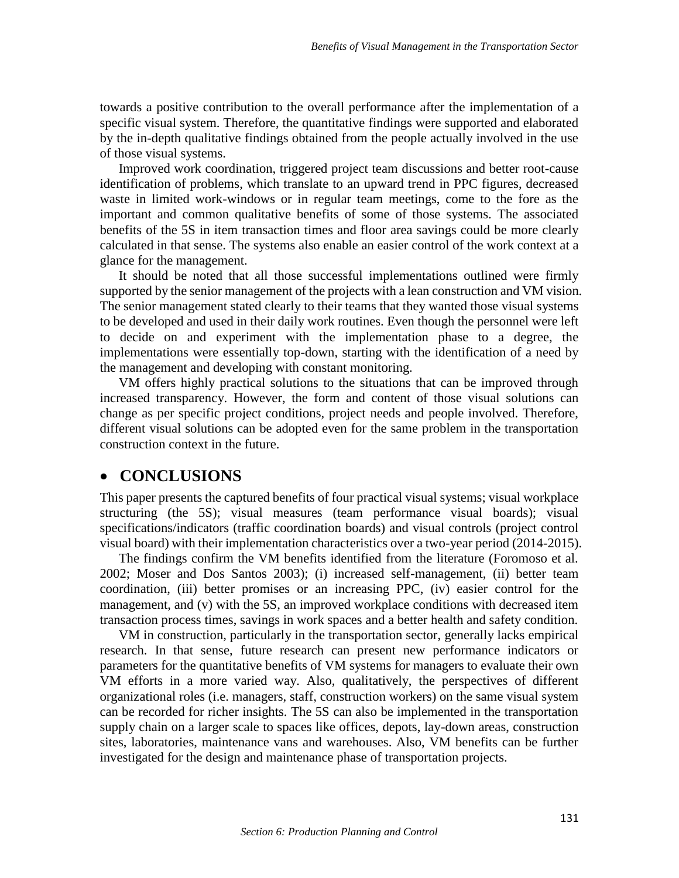towards a positive contribution to the overall performance after the implementation of a specific visual system. Therefore, the quantitative findings were supported and elaborated by the in-depth qualitative findings obtained from the people actually involved in the use of those visual systems.

Improved work coordination, triggered project team discussions and better root-cause identification of problems, which translate to an upward trend in PPC figures, decreased waste in limited work-windows or in regular team meetings, come to the fore as the important and common qualitative benefits of some of those systems. The associated benefits of the 5S in item transaction times and floor area savings could be more clearly calculated in that sense. The systems also enable an easier control of the work context at a glance for the management.

It should be noted that all those successful implementations outlined were firmly supported by the senior management of the projects with a lean construction and VM vision. The senior management stated clearly to their teams that they wanted those visual systems to be developed and used in their daily work routines. Even though the personnel were left to decide on and experiment with the implementation phase to a degree, the implementations were essentially top-down, starting with the identification of a need by the management and developing with constant monitoring.

VM offers highly practical solutions to the situations that can be improved through increased transparency. However, the form and content of those visual solutions can change as per specific project conditions, project needs and people involved. Therefore, different visual solutions can be adopted even for the same problem in the transportation construction context in the future.

## • CONCLUSIONS

This paper presents the captured benefits of four practical visual systems; visual workplace structuring (the 5S); visual measures (team performance visual boards); visual specifications/indicators (traffic coordination boards) and visual controls (project control visual board) with their implementation characteristics over a two-year period (2014-2015).

The findings confirm the VM benefits identified from the literature (Foromoso et al. 2002; Moser and Dos Santos 2003); (i) increased self-management, (ii) better team coordination, (iii) better promises or an increasing PPC, (iv) easier control for the management, and (v) with the 5S, an improved workplace conditions with decreased item transaction process times, savings in work spaces and a better health and safety condition.

VM in construction, particularly in the transportation sector, generally lacks empirical research. In that sense, future research can present new performance indicators or parameters for the quantitative benefits of VM systems for managers to evaluate their own VM efforts in a more varied way. Also, qualitatively, the perspectives of different organizational roles (i.e. managers, staff, construction workers) on the same visual system can be recorded for richer insights. The 5S can also be implemented in the transportation supply chain on a larger scale to spaces like offices, depots, lay-down areas, construction sites, laboratories, maintenance vans and warehouses. Also, VM benefits can be further investigated for the design and maintenance phase of transportation projects.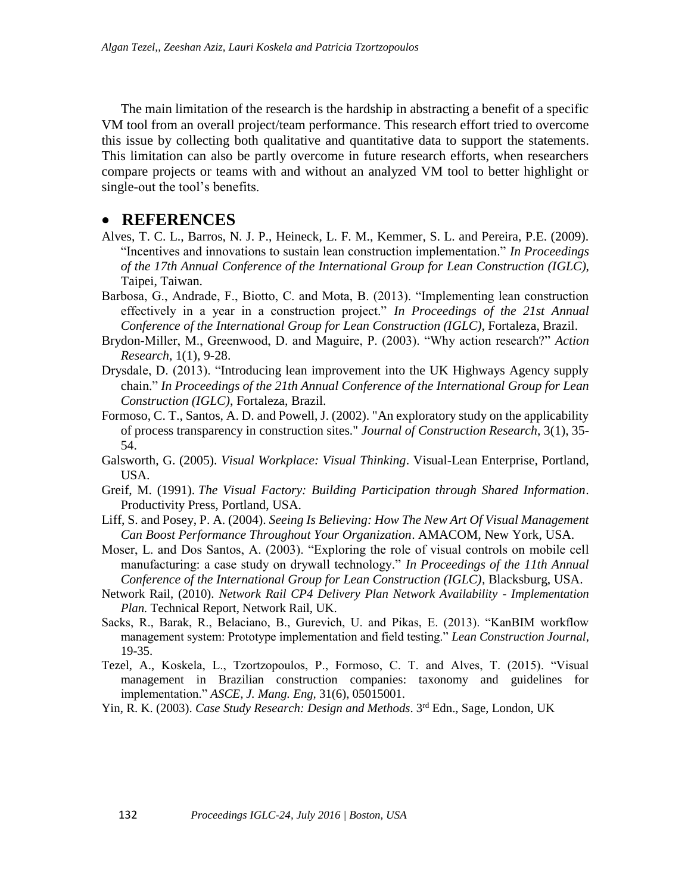The main limitation of the research is the hardship in abstracting a benefit of a specific VM tool from an overall project/team performance. This research effort tried to overcome this issue by collecting both qualitative and quantitative data to support the statements. This limitation can also be partly overcome in future research efforts, when researchers compare projects or teams with and without an analyzed VM tool to better highlight or single-out the tool's benefits.

# REFERENCES

Alves, T. C. L., Barros, N. J. P., Heineck, L. F. M., Kemmer, S. L. and Pereira, P.E. (2009). "Incentives and innovations to sustain lean construction implementation." *In Proceedings of the 17th Annual Conference of the International Group for Lean Construction (IGLC)*, Taipei, Taiwan.

Barbosa, G., Andrade, F., Biotto, C. and Mota, B. (2013). "Implementing lean construction effectively in a year in a construction project." *In Proceedings of the 21st Annual Conference of the International Group for Lean Construction (IGLC)*, Fortaleza, Brazil.

Brydon-Miller, M., Greenwood, D. and Maguire, P. (2003). "Why action research?" *Action Research*, 1(1), 9-28.

Drysdale, D. (2013). "Introducing lean improvement into the UK Highways Agency supply chain." *In Proceedings of the 21th Annual Conference of the International Group for Lean Construction (IGLC)*, Fortaleza, Brazil.

Formoso, C. T., Santos, A. D. and Powell, J. (2002). "An exploratory study on the applicability of process transparency in construction sites." *Journal of Construction Research*, 3(1), 35-54.

Galsworth, G. (2005). *Visual Workplace: Visual Thinking*. Visual-Lean Enterprise, Portland, USA.

Greif, M. (1991). *The Visual Factory: Building Participation through Shared Information*. Productivity Press, Portland, USA.

Liff, S. and Posey, P. A. (2004). *Seeing Is Believing: How The New Art Of Visual Management Can Boost Performance Throughout Your Organization*. AMACOM, New York, USA.

Moser, L. and Dos Santos, A. (2003). "Exploring the role of visual controls on mobile cell manufacturing: a case study on drywall technology." *In Proceedings of the 11th Annual Conference of the International Group for Lean Construction (IGLC)*, Blacksburg, USA.

Network Rail, (2010). *Network Rail CP4 Delivery Plan Network Availability - Implementation Plan.* Technical Report, Network Rail, UK.

Sacks, R., Barak, R., Belaciano, B., Gurevich, U. and Pikas, E. (2013). "KanBIM workflow management system: Prototype implementation and field testing." *Lean Construction Journal*, 19-35.

Tezel, A., Koskela, L., Tzortzopoulos, P., Formoso, C. T. and Alves, T. (2015). "Visual management in Brazilian construction companies: taxonomy and guidelines for implementation." *ASCE, J. Mang. Eng,* 31(6), 05015001.

Yin, R. K. (2003). *Case Study Research: Design and Methods*. 3rd Edn., Sage, London, UK